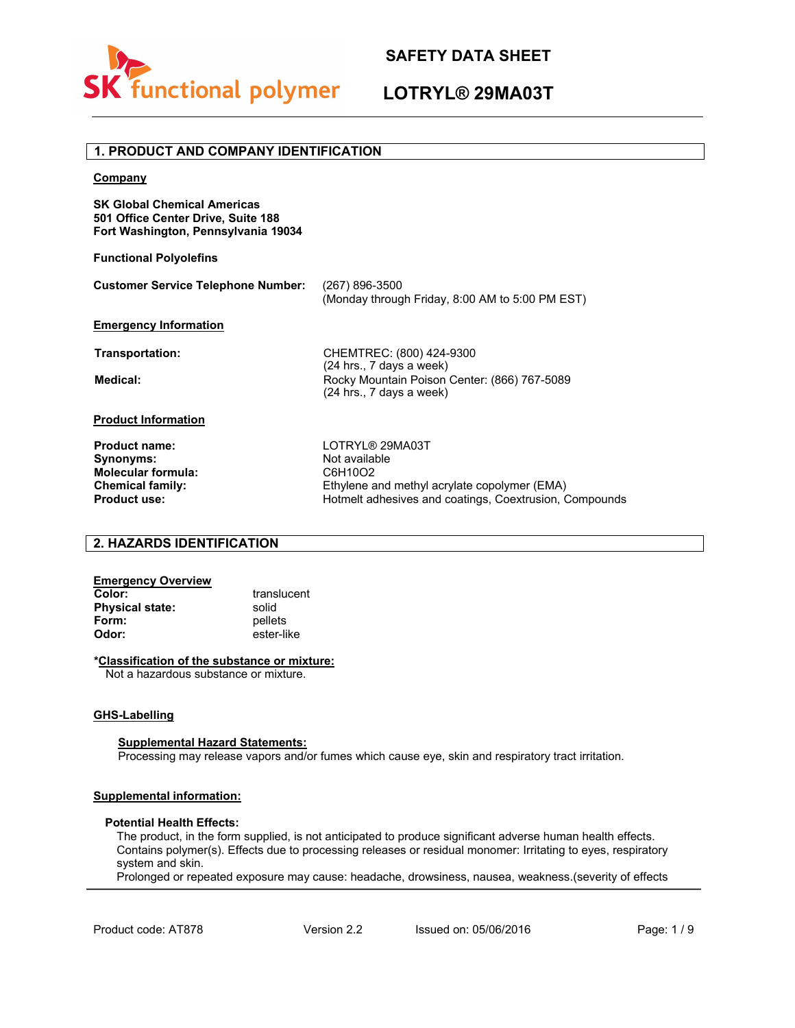# SAFETY DATA SHEET

# LOTRYL® 29MA03T

## 1. PRODUCT AND COMPANY IDENTIFICATION

**Company**

**SK Global Chemical Americas**
**501 Office Center Drive, Suite 188**
**Fort Washington, Pennsylvania 19034**

**Functional Polyolefins**

**Customer Service Telephone Number:** (267) 896-3500
(Monday through Friday, 8:00 AM to 5:00 PM EST)

**Emergency Information**

**Transportation:** CHEMTREC: (800) 424-9300
(24 hrs., 7 days a week)

**Medical:** Rocky Mountain Poison Center: (866) 767-5089
(24 hrs., 7 days a week)

**Product Information**

**Product name:** LOTRYL® 29MA03T
**Synonyms:** Not available
**Molecular formula:** $C6H10O2$
**Chemical family:** Ethylene and methyl acrylate copolymer (EMA)
**Product use:** Hotmelt adhesives and coatings, Coextrusion, Compounds

## 2. HAZARDS IDENTIFICATION

**Emergency Overview**

**Color:** translucent
**Physical state:** solid
**Form:** pellets
**Odor:** ester-like

***Classification of the substance or mixture:**
Not a hazardous substance or mixture.

**GHS-Labelling**

**Supplemental Hazard Statements:**
Processing may release vapors and/or fumes which cause eye, skin and respiratory tract irritation.

**Supplemental information:**

**Potential Health Effects:**
The product, in the form supplied, is not anticipated to produce significant adverse human health effects. Contains polymer(s). Effects due to processing releases or residual monomer: Irritating to eyes, respiratory system and skin.
Prolonged or repeated exposure may cause: headache, drowsiness, nausea, weakness.(severity of effects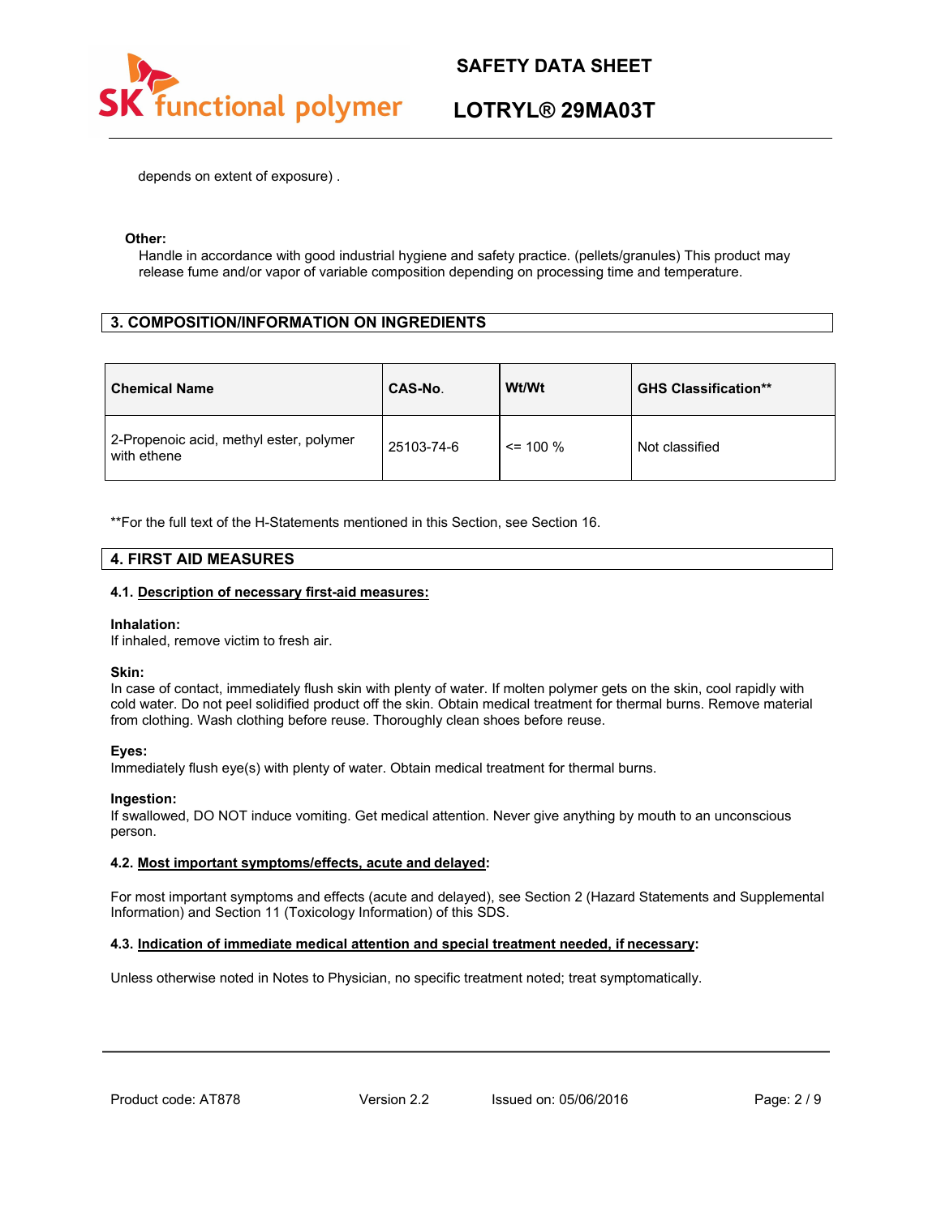depends on extent of exposure) .

**Other:**

Handle in accordance with good industrial hygiene and safety practice. (pellets/granules) This product may release fume and/or vapor of variable composition depending on processing time and temperature.

## 3. COMPOSITION/INFORMATION ON INGREDIENTS

| Chemical Name | CAS-No. | Wt/Wt | GHS Classification** |
|---|---|---|---|
| 2-Propenoic acid, methyl ester, polymer with ethene | 25103-74-6 | <= 100 % | Not classified |

**For the full text of the H-Statements mentioned in this Section, see Section 16.

## 4. FIRST AID MEASURES

### 4.1. Description of necessary first-aid measures:

**Inhalation:**
If inhaled, remove victim to fresh air.

**Skin:**
In case of contact, immediately flush skin with plenty of water. If molten polymer gets on the skin, cool rapidly with cold water. Do not peel solidified product off the skin. Obtain medical treatment for thermal burns. Remove material from clothing. Wash clothing before reuse. Thoroughly clean shoes before reuse.

**Eyes:**
Immediately flush eye(s) with plenty of water. Obtain medical treatment for thermal burns.

**Ingestion:**
If swallowed, DO NOT induce vomiting. Get medical attention. Never give anything by mouth to an unconscious person.

### 4.2. Most important symptoms/effects, acute and delayed:

For most important symptoms and effects (acute and delayed), see Section 2 (Hazard Statements and Supplemental Information) and Section 11 (Toxicology Information) of this SDS.

### 4.3. Indication of immediate medical attention and special treatment needed, if necessary:

Unless otherwise noted in Notes to Physician, no specific treatment noted; treat symptomatically.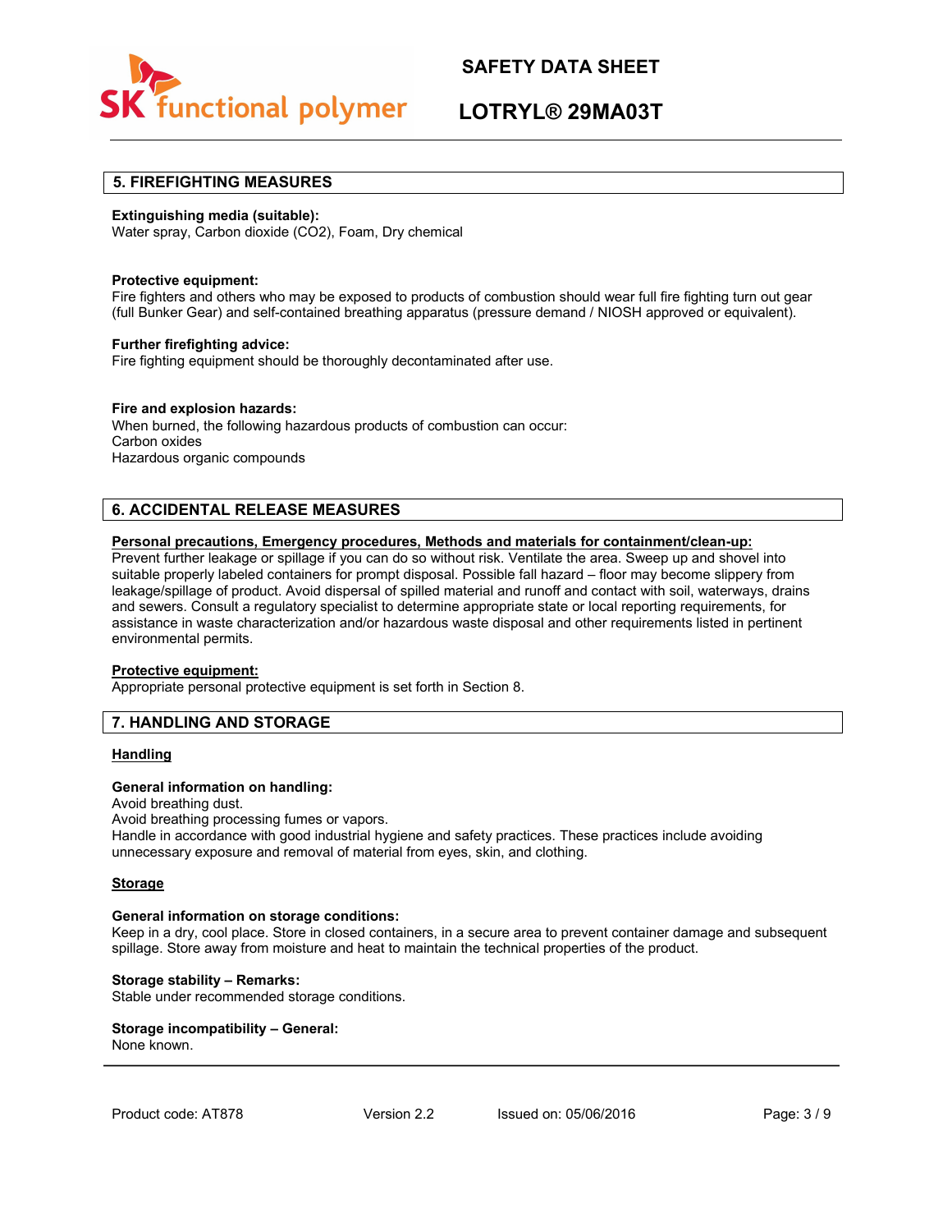## 5. FIREFIGHTING MEASURES

**Extinguishing media (suitable):**
Water spray, Carbon dioxide (CO2), Foam, Dry chemical

**Protective equipment:**
Fire fighters and others who may be exposed to products of combustion should wear full fire fighting turn out gear (full Bunker Gear) and self-contained breathing apparatus (pressure demand / NIOSH approved or equivalent).

**Further firefighting advice:**
Fire fighting equipment should be thoroughly decontaminated after use.

**Fire and explosion hazards:**
When burned, the following hazardous products of combustion can occur:
Carbon oxides
Hazardous organic compounds

## 6. ACCIDENTAL RELEASE MEASURES

**Personal precautions, Emergency procedures, Methods and materials for containment/clean-up:**
Prevent further leakage or spillage if you can do so without risk. Ventilate the area. Sweep up and shovel into suitable properly labeled containers for prompt disposal. Possible fall hazard – floor may become slippery from leakage/spillage of product. Avoid dispersal of spilled material and runoff and contact with soil, waterways, drains and sewers. Consult a regulatory specialist to determine appropriate state or local reporting requirements, for assistance in waste characterization and/or hazardous waste disposal and other requirements listed in pertinent environmental permits.

**Protective equipment:**
Appropriate personal protective equipment is set forth in Section 8.

## 7. HANDLING AND STORAGE

**Handling**

**General information on handling:**
Avoid breathing dust.
Avoid breathing processing fumes or vapors.
Handle in accordance with good industrial hygiene and safety practices. These practices include avoiding unnecessary exposure and removal of material from eyes, skin, and clothing.

**Storage**

**General information on storage conditions:**
Keep in a dry, cool place. Store in closed containers, in a secure area to prevent container damage and subsequent spillage. Store away from moisture and heat to maintain the technical properties of the product.

**Storage stability – Remarks:**
Stable under recommended storage conditions.

**Storage incompatibility – General:**
None known.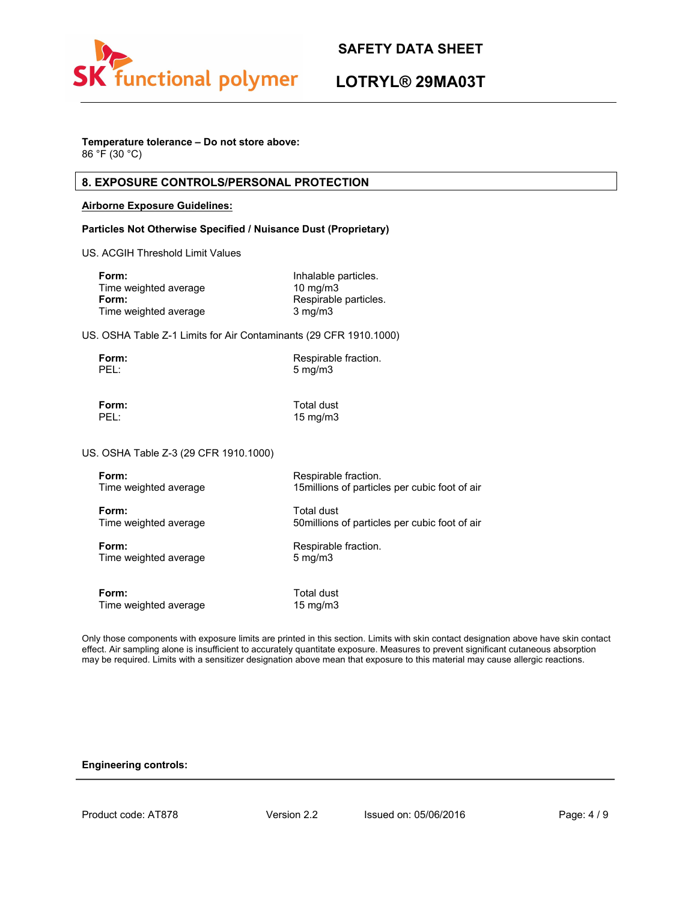**Temperature tolerance – Do not store above:**
86 °F (30 °C)

## 8. EXPOSURE CONTROLS/PERSONAL PROTECTION

**Airborne Exposure Guidelines:**

**Particles Not Otherwise Specified / Nuisance Dust (Proprietary)**

US. ACGIH Threshold Limit Values

**Form:** Inhalable particles.
Time weighted average 10 mg/m3
**Form:** Respirable particles.
Time weighted average 3 mg/m3

US. OSHA Table Z-1 Limits for Air Contaminants (29 CFR 1910.1000)

**Form:** Respirable fraction.
PEL: 5 mg/m3

**Form:** Total dust
PEL: 15 mg/m3

US. OSHA Table Z-3 (29 CFR 1910.1000)

**Form:** Respirable fraction.
Time weighted average 15millions of particles per cubic foot of air

**Form:** Total dust
Time weighted average 50millions of particles per cubic foot of air

**Form:** Respirable fraction.
Time weighted average 5 mg/m3

**Form:** Total dust
Time weighted average 15 mg/m3

Only those components with exposure limits are printed in this section. Limits with skin contact designation above have skin contact effect. Air sampling alone is insufficient to accurately quantitate exposure. Measures to prevent significant cutaneous absorption may be required. Limits with a sensitizer designation above mean that exposure to this material may cause allergic reactions.

**Engineering controls:**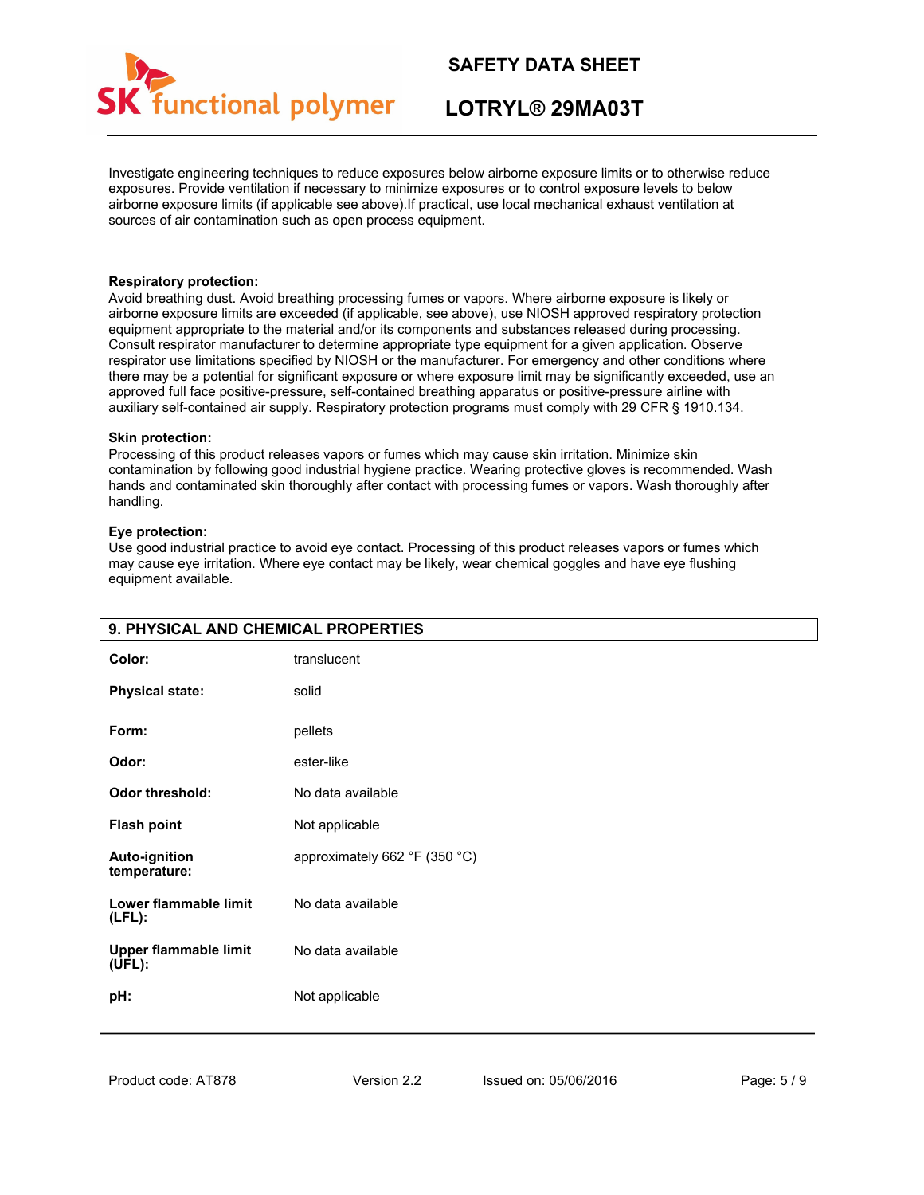Investigate engineering techniques to reduce exposures below airborne exposure limits or to otherwise reduce exposures. Provide ventilation if necessary to minimize exposures or to control exposure levels to below airborne exposure limits (if applicable see above).If practical, use local mechanical exhaust ventilation at sources of air contamination such as open process equipment.

**Respiratory protection:**
Avoid breathing dust. Avoid breathing processing fumes or vapors. Where airborne exposure is likely or airborne exposure limits are exceeded (if applicable, see above), use NIOSH approved respiratory protection equipment appropriate to the material and/or its components and substances released during processing. Consult respirator manufacturer to determine appropriate type equipment for a given application. Observe respirator use limitations specified by NIOSH or the manufacturer. For emergency and other conditions where there may be a potential for significant exposure or where exposure limit may be significantly exceeded, use an approved full face positive-pressure, self-contained breathing apparatus or positive-pressure airline with auxiliary self-contained air supply. Respiratory protection programs must comply with 29 CFR § 1910.134.

**Skin protection:**
Processing of this product releases vapors or fumes which may cause skin irritation. Minimize skin contamination by following good industrial hygiene practice. Wearing protective gloves is recommended. Wash hands and contaminated skin thoroughly after contact with processing fumes or vapors. Wash thoroughly after handling.

**Eye protection:**
Use good industrial practice to avoid eye contact. Processing of this product releases vapors or fumes which may cause eye irritation. Where eye contact may be likely, wear chemical goggles and have eye flushing equipment available.

## 9. PHYSICAL AND CHEMICAL PROPERTIES

| | |
|---|---|
| **Color:** | translucent |
| **Physical state:** | solid |
| **Form:** | pellets |
| **Odor:** | ester-like |
| **Odor threshold:** | No data available |
| **Flash point** | Not applicable |
| **Auto-ignition temperature:** | approximately 662 °F (350 °C) |
| **Lower flammable limit (LFL):** | No data available |
| **Upper flammable limit (UFL):** | No data available |
| **pH:** | Not applicable |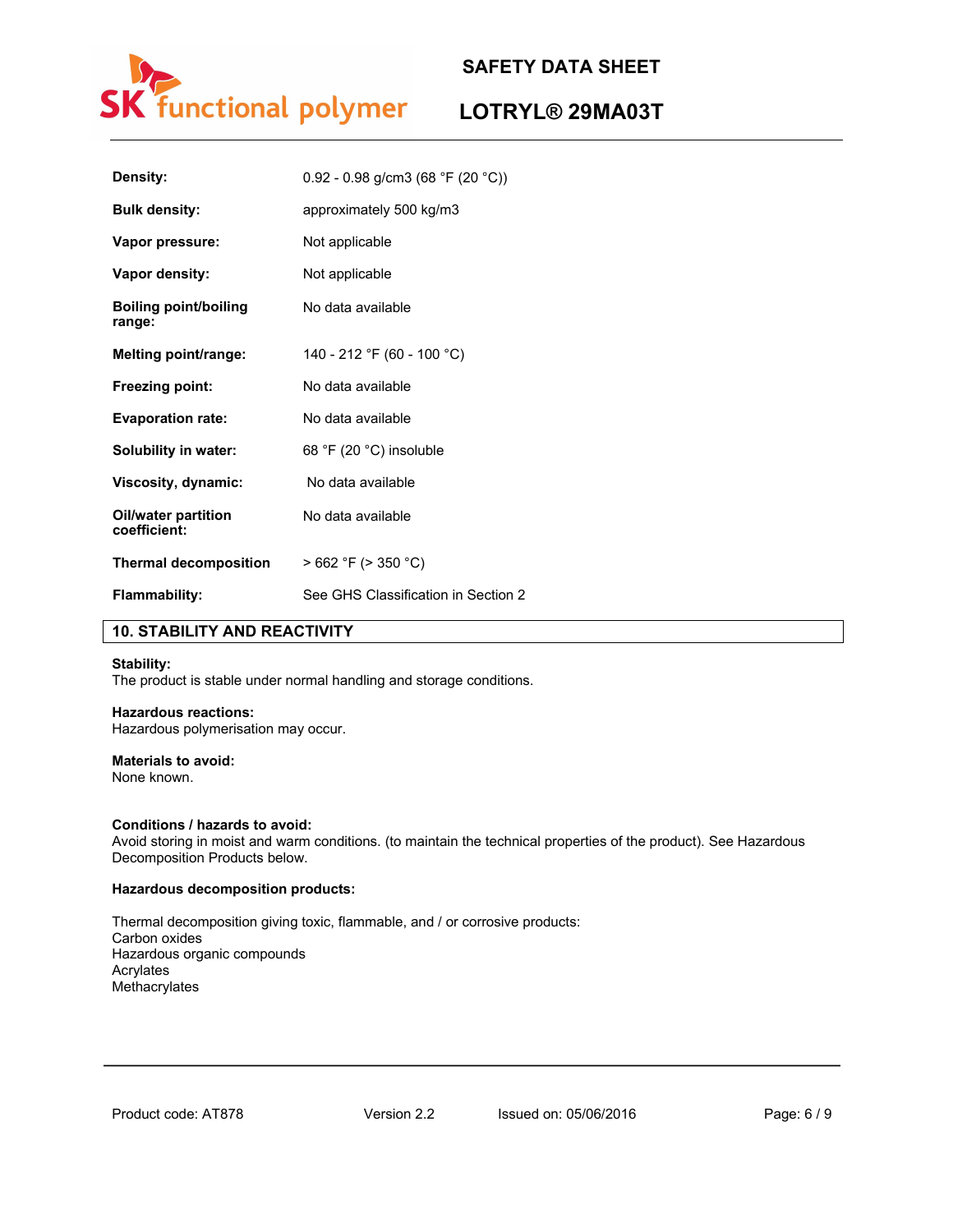| | |
|---|---|
| **Density:** | 0.92 - 0.98 g/cm3 (68 °F (20 °C)) |
| **Bulk density:** | approximately 500 kg/m3 |
| **Vapor pressure:** | Not applicable |
| **Vapor density:** | Not applicable |
| **Boiling point/boiling range:** | No data available |
| **Melting point/range:** | 140 - 212 °F (60 - 100 °C) |
| **Freezing point:** | No data available |
| **Evaporation rate:** | No data available |
| **Solubility in water:** | 68 °F (20 °C) insoluble |
| **Viscosity, dynamic:** | No data available |
| **Oil/water partition coefficient:** | No data available |
| **Thermal decomposition** | > 662 °F (> 350 °C) |
| **Flammability:** | See GHS Classification in Section 2 |

## 10. STABILITY AND REACTIVITY

**Stability:**
The product is stable under normal handling and storage conditions.

**Hazardous reactions:**
Hazardous polymerisation may occur.

**Materials to avoid:**
None known.

**Conditions / hazards to avoid:**
Avoid storing in moist and warm conditions. (to maintain the technical properties of the product). See Hazardous Decomposition Products below.

**Hazardous decomposition products:**

Thermal decomposition giving toxic, flammable, and / or corrosive products:
Carbon oxides
Hazardous organic compounds
Acrylates
Methacrylates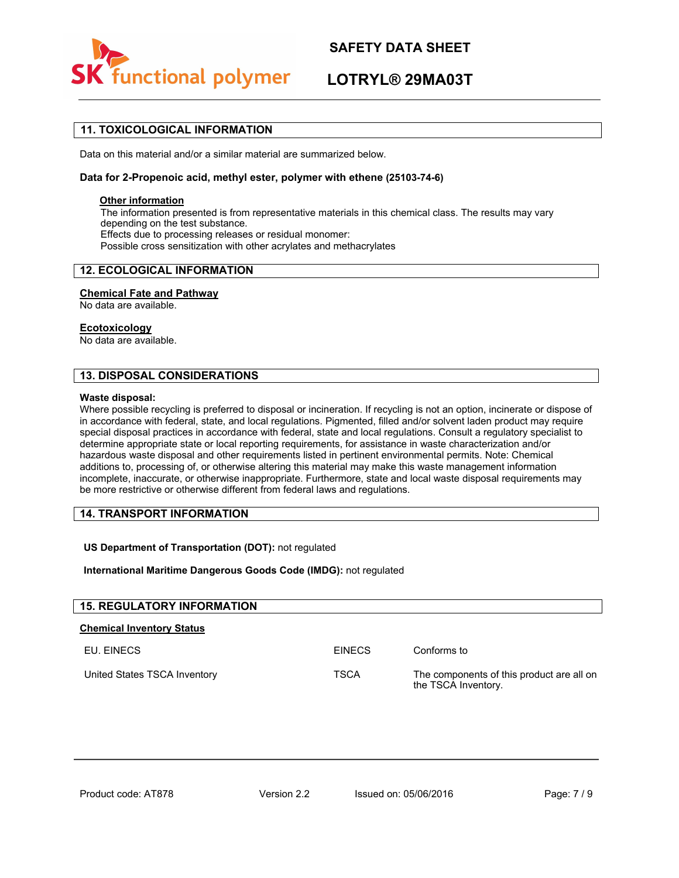## 11. TOXICOLOGICAL INFORMATION

Data on this material and/or a similar material are summarized below.

**Data for 2-Propenoic acid, methyl ester, polymer with ethene (25103-74-6)**

**Other information**

The information presented is from representative materials in this chemical class. The results may vary depending on the test substance.
Effects due to processing releases or residual monomer:
Possible cross sensitization with other acrylates and methacrylates

## 12. ECOLOGICAL INFORMATION

**Chemical Fate and Pathway**

No data are available.

**Ecotoxicology**

No data are available.

## 13. DISPOSAL CONSIDERATIONS

**Waste disposal:**

Where possible recycling is preferred to disposal or incineration. If recycling is not an option, incinerate or dispose of in accordance with federal, state, and local regulations. Pigmented, filled and/or solvent laden product may require special disposal practices in accordance with federal, state and local regulations. Consult a regulatory specialist to determine appropriate state or local reporting requirements, for assistance in waste characterization and/or hazardous waste disposal and other requirements listed in pertinent environmental permits. Note: Chemical additions to, processing of, or otherwise altering this material may make this waste management information incomplete, inaccurate, or otherwise inappropriate. Furthermore, state and local waste disposal requirements may be more restrictive or otherwise different from federal laws and regulations.

## 14. TRANSPORT INFORMATION

**US Department of Transportation (DOT):** not regulated

**International Maritime Dangerous Goods Code (IMDG):** not regulated

## 15. REGULATORY INFORMATION

**Chemical Inventory Status**

| | | |
|---|---|---|
| EU. EINECS | EINECS | Conforms to |
| United States TSCA Inventory | TSCA | The components of this product are all on the TSCA Inventory. |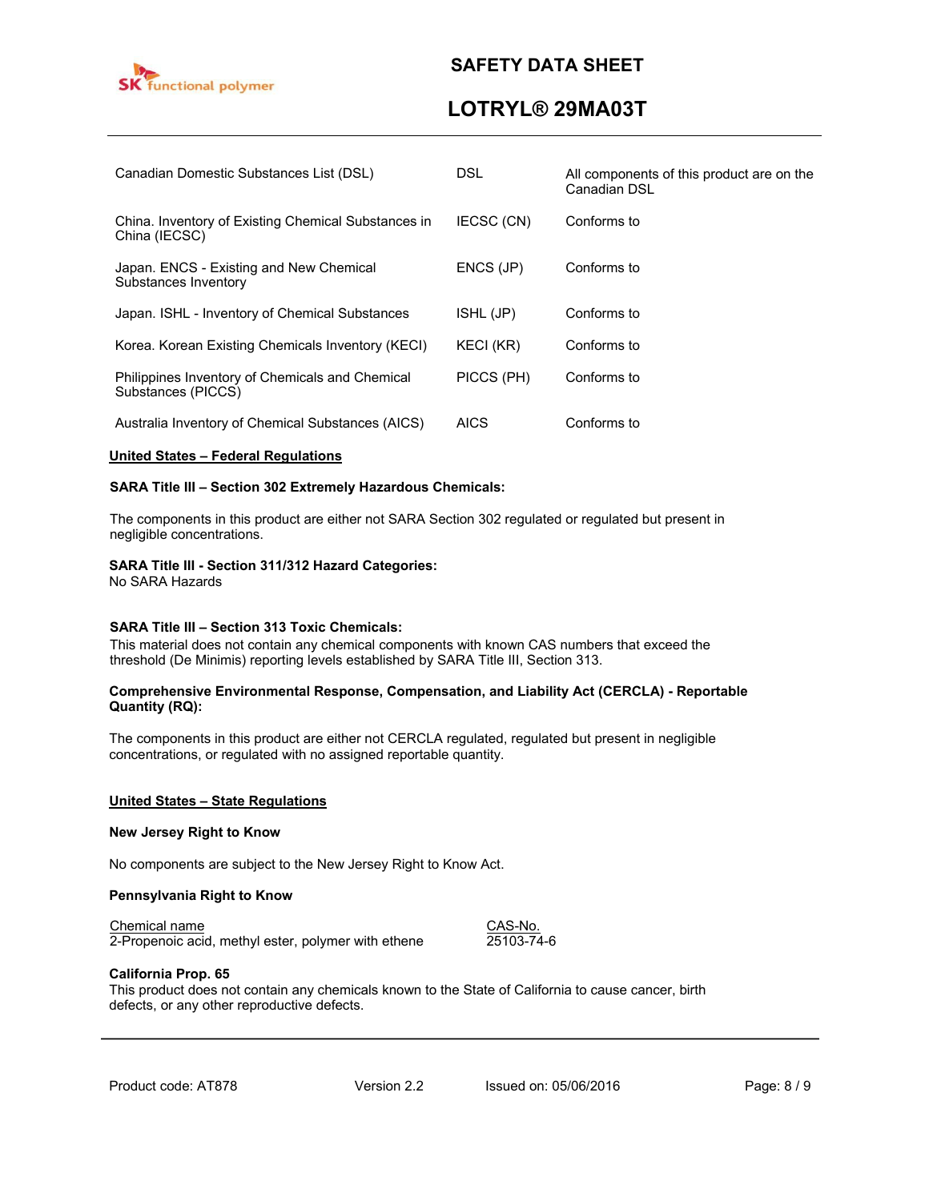| | | |
|---|---|---|
| Canadian Domestic Substances List (DSL) | DSL | All components of this product are on the Canadian DSL |
| China. Inventory of Existing Chemical Substances in China (IECSC) | IECSC (CN) | Conforms to |
| Japan. ENCS - Existing and New Chemical Substances Inventory | ENCS (JP) | Conforms to |
| Japan. ISHL - Inventory of Chemical Substances | ISHL (JP) | Conforms to |
| Korea. Korean Existing Chemicals Inventory (KECI) | KECI (KR) | Conforms to |
| Philippines Inventory of Chemicals and Chemical Substances (PICCS) | PICCS (PH) | Conforms to |
| Australia Inventory of Chemical Substances (AICS) | AICS | Conforms to |

## United States – Federal Regulations

**SARA Title III – Section 302 Extremely Hazardous Chemicals:**

The components in this product are either not SARA Section 302 regulated or regulated but present in negligible concentrations.

**SARA Title III - Section 311/312 Hazard Categories:**
No SARA Hazards

**SARA Title III – Section 313 Toxic Chemicals:**
This material does not contain any chemical components with known CAS numbers that exceed the threshold (De Minimis) reporting levels established by SARA Title III, Section 313.

**Comprehensive Environmental Response, Compensation, and Liability Act (CERCLA) - Reportable Quantity (RQ):**

The components in this product are either not CERCLA regulated, regulated but present in negligible concentrations, or regulated with no assigned reportable quantity.

## United States – State Regulations

**New Jersey Right to Know**

No components are subject to the New Jersey Right to Know Act.

**Pennsylvania Right to Know**

| Chemical name | CAS-No. |
|---|---|
| 2-Propenoic acid, methyl ester, polymer with ethene | 25103-74-6 |

**California Prop. 65**
This product does not contain any chemicals known to the State of California to cause cancer, birth defects, or any other reproductive defects.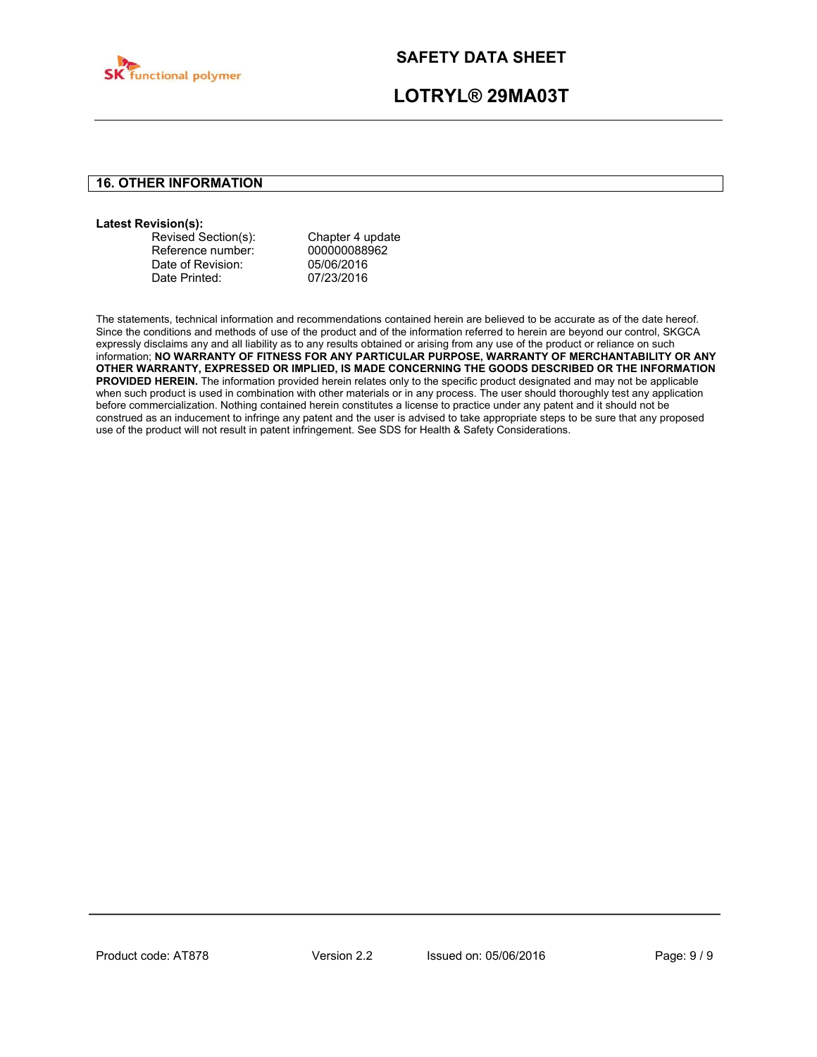## 16. OTHER INFORMATION

**Latest Revision(s):**

| | |
|---|---|
| Revised Section(s): | Chapter 4 update |
| Reference number: | 000000088962 |
| Date of Revision: | 05/06/2016 |
| Date Printed: | 07/23/2016 |

The statements, technical information and recommendations contained herein are believed to be accurate as of the date hereof. Since the conditions and methods of use of the product and of the information referred to herein are beyond our control, SKGCA expressly disclaims any and all liability as to any results obtained or arising from any use of the product or reliance on such information; **NO WARRANTY OF FITNESS FOR ANY PARTICULAR PURPOSE, WARRANTY OF MERCHANTABILITY OR ANY OTHER WARRANTY, EXPRESSED OR IMPLIED, IS MADE CONCERNING THE GOODS DESCRIBED OR THE INFORMATION PROVIDED HEREIN.** The information provided herein relates only to the specific product designated and may not be applicable when such product is used in combination with other materials or in any process. The user should thoroughly test any application before commercialization. Nothing contained herein constitutes a license to practice under any patent and it should not be construed as an inducement to infringe any patent and the user is advised to take appropriate steps to be sure that any proposed use of the product will not result in patent infringement. See SDS for Health & Safety Considerations.